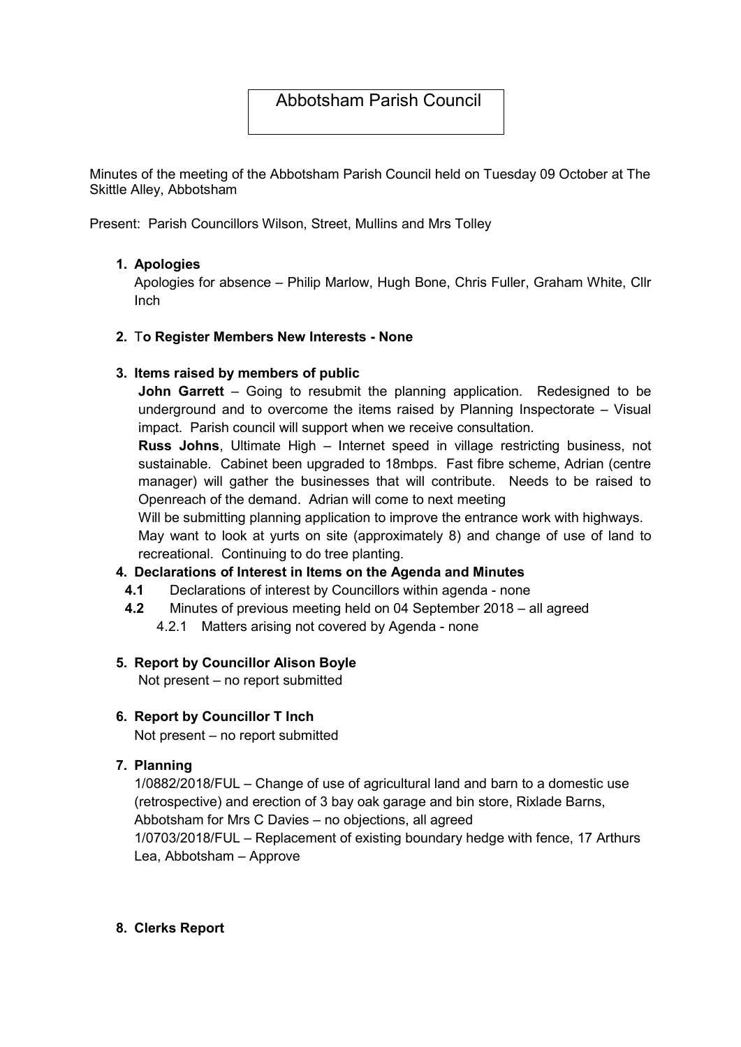# Abbotsham Parish Council

Minutes of the meeting of the Abbotsham Parish Council held on Tuesday 09 October at The Skittle Alley, Abbotsham

Present: Parish Councillors Wilson, Street, Mullins and Mrs Tolley

1. **Apologies**

   Apologies for absence – Philip Marlow, Hugh Bone, Chris Fuller, Graham White, Cllr Inch

2. **To Register Members New Interests - None**

3. **Items raised by members of public**

   **John Garrett** – Going to resubmit the planning application. Redesigned to be underground and to overcome the items raised by Planning Inspectorate – Visual impact. Parish council will support when we receive consultation.

   **Russ Johns**, Ultimate High – Internet speed in village restricting business, not sustainable. Cabinet been upgraded to 18mbps. Fast fibre scheme, Adrian (centre manager) will gather the businesses that will contribute. Needs to be raised to Openreach of the demand. Adrian will come to next meeting

   Will be submitting planning application to improve the entrance work with highways.

   May want to look at yurts on site (approximately 8) and change of use of land to recreational. Continuing to do tree planting.

4. **Declarations of Interest in Items on the Agenda and Minutes**

   **4.1** Declarations of interest by Councillors within agenda - none

   **4.2** Minutes of previous meeting held on 04 September 2018 – all agreed

   4.2.1 Matters arising not covered by Agenda - none

5. **Report by Councillor Alison Boyle**

   Not present – no report submitted

6. **Report by Councillor T Inch**

   Not present – no report submitted

7. **Planning**

   1/0882/2018/FUL – Change of use of agricultural land and barn to a domestic use (retrospective) and erection of 3 bay oak garage and bin store, Rixlade Barns, Abbotsham for Mrs C Davies – no objections, all agreed

   1/0703/2018/FUL – Replacement of existing boundary hedge with fence, 17 Arthurs Lea, Abbotsham – Approve

8. **Clerks Report**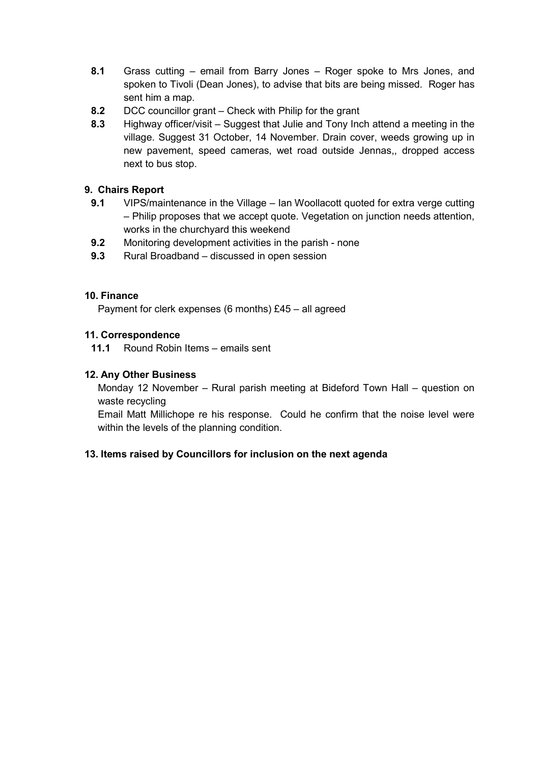**8.1** Grass cutting – email from Barry Jones – Roger spoke to Mrs Jones, and spoken to Tivoli (Dean Jones), to advise that bits are being missed. Roger has sent him a map.

**8.2** DCC councillor grant – Check with Philip for the grant

**8.3** Highway officer/visit – Suggest that Julie and Tony Inch attend a meeting in the village. Suggest 31 October, 14 November. Drain cover, weeds growing up in new pavement, speed cameras, wet road outside Jennas,, dropped access next to bus stop.

### 9. Chairs Report

**9.1** VIPS/maintenance in the Village – Ian Woollacott quoted for extra verge cutting – Philip proposes that we accept quote. Vegetation on junction needs attention, works in the churchyard this weekend

**9.2** Monitoring development activities in the parish - none

**9.3** Rural Broadband – discussed in open session

### 10. Finance

Payment for clerk expenses (6 months) £45 – all agreed

### 11. Correspondence

**11.1** Round Robin Items – emails sent

### 12. Any Other Business

Monday 12 November – Rural parish meeting at Bideford Town Hall – question on waste recycling

Email Matt Millichope re his response. Could he confirm that the noise level were within the levels of the planning condition.

### 13. Items raised by Councillors for inclusion on the next agenda